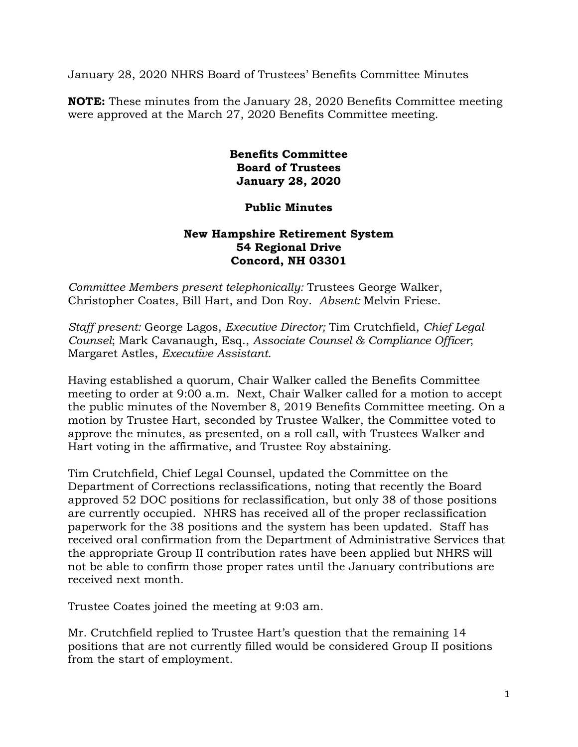January 28, 2020 NHRS Board of Trustees' Benefits Committee Minutes

**NOTE:** These minutes from the January 28, 2020 Benefits Committee meeting were approved at the March 27, 2020 Benefits Committee meeting.

**Benefits Committee**
**Board of Trustees**
**January 28, 2020**

**Public Minutes**

**New Hampshire Retirement System**
**54 Regional Drive**
**Concord, NH 03301**

*Committee Members present telephonically:* Trustees George Walker, Christopher Coates, Bill Hart, and Don Roy. *Absent:* Melvin Friese.

*Staff present:* George Lagos, *Executive Director;* Tim Crutchfield, *Chief Legal Counsel*; Mark Cavanaugh, Esq., *Associate Counsel & Compliance Officer*; Margaret Astles, *Executive Assistant.*

Having established a quorum, Chair Walker called the Benefits Committee meeting to order at 9:00 a.m. Next, Chair Walker called for a motion to accept the public minutes of the November 8, 2019 Benefits Committee meeting. On a motion by Trustee Hart, seconded by Trustee Walker, the Committee voted to approve the minutes, as presented, on a roll call, with Trustees Walker and Hart voting in the affirmative, and Trustee Roy abstaining.

Tim Crutchfield, Chief Legal Counsel, updated the Committee on the Department of Corrections reclassifications, noting that recently the Board approved 52 DOC positions for reclassification, but only 38 of those positions are currently occupied. NHRS has received all of the proper reclassification paperwork for the 38 positions and the system has been updated. Staff has received oral confirmation from the Department of Administrative Services that the appropriate Group II contribution rates have been applied but NHRS will not be able to confirm those proper rates until the January contributions are received next month.

Trustee Coates joined the meeting at 9:03 am.

Mr. Crutchfield replied to Trustee Hart's question that the remaining 14 positions that are not currently filled would be considered Group II positions from the start of employment.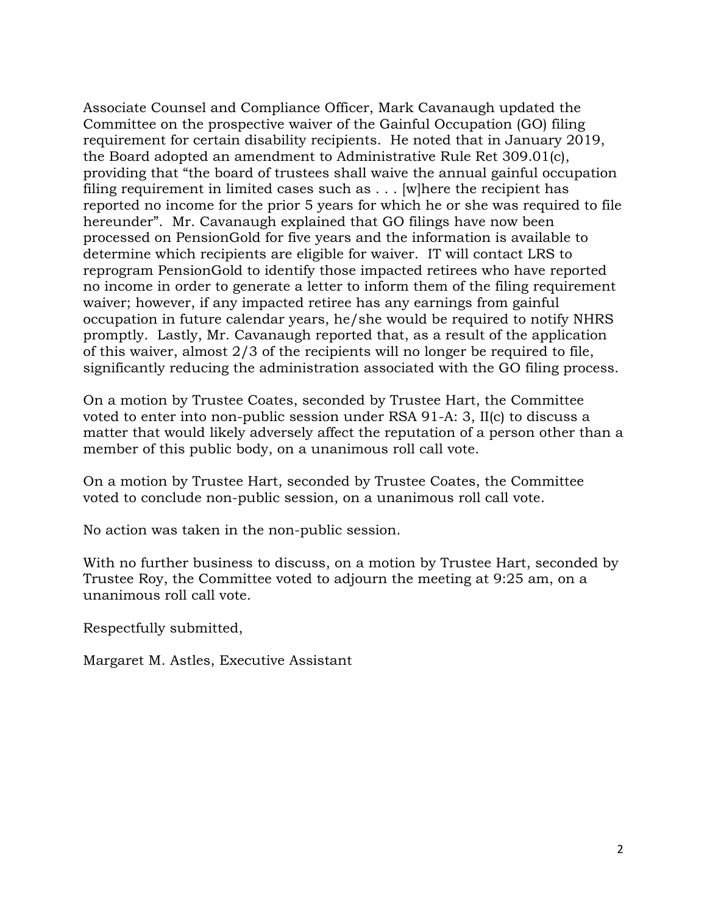Associate Counsel and Compliance Officer, Mark Cavanaugh updated the Committee on the prospective waiver of the Gainful Occupation (GO) filing requirement for certain disability recipients. He noted that in January 2019, the Board adopted an amendment to Administrative Rule Ret 309.01(c), providing that "the board of trustees shall waive the annual gainful occupation filing requirement in limited cases such as . . . [w]here the recipient has reported no income for the prior 5 years for which he or she was required to file hereunder". Mr. Cavanaugh explained that GO filings have now been processed on PensionGold for five years and the information is available to determine which recipients are eligible for waiver. IT will contact LRS to reprogram PensionGold to identify those impacted retirees who have reported no income in order to generate a letter to inform them of the filing requirement waiver; however, if any impacted retiree has any earnings from gainful occupation in future calendar years, he/she would be required to notify NHRS promptly. Lastly, Mr. Cavanaugh reported that, as a result of the application of this waiver, almost 2/3 of the recipients will no longer be required to file, significantly reducing the administration associated with the GO filing process.

On a motion by Trustee Coates, seconded by Trustee Hart, the Committee voted to enter into non-public session under RSA 91-A: 3, II(c) to discuss a matter that would likely adversely affect the reputation of a person other than a member of this public body, on a unanimous roll call vote.

On a motion by Trustee Hart, seconded by Trustee Coates, the Committee voted to conclude non-public session, on a unanimous roll call vote.

No action was taken in the non-public session.

With no further business to discuss, on a motion by Trustee Hart, seconded by Trustee Roy, the Committee voted to adjourn the meeting at 9:25 am, on a unanimous roll call vote.

Respectfully submitted,

Margaret M. Astles, Executive Assistant